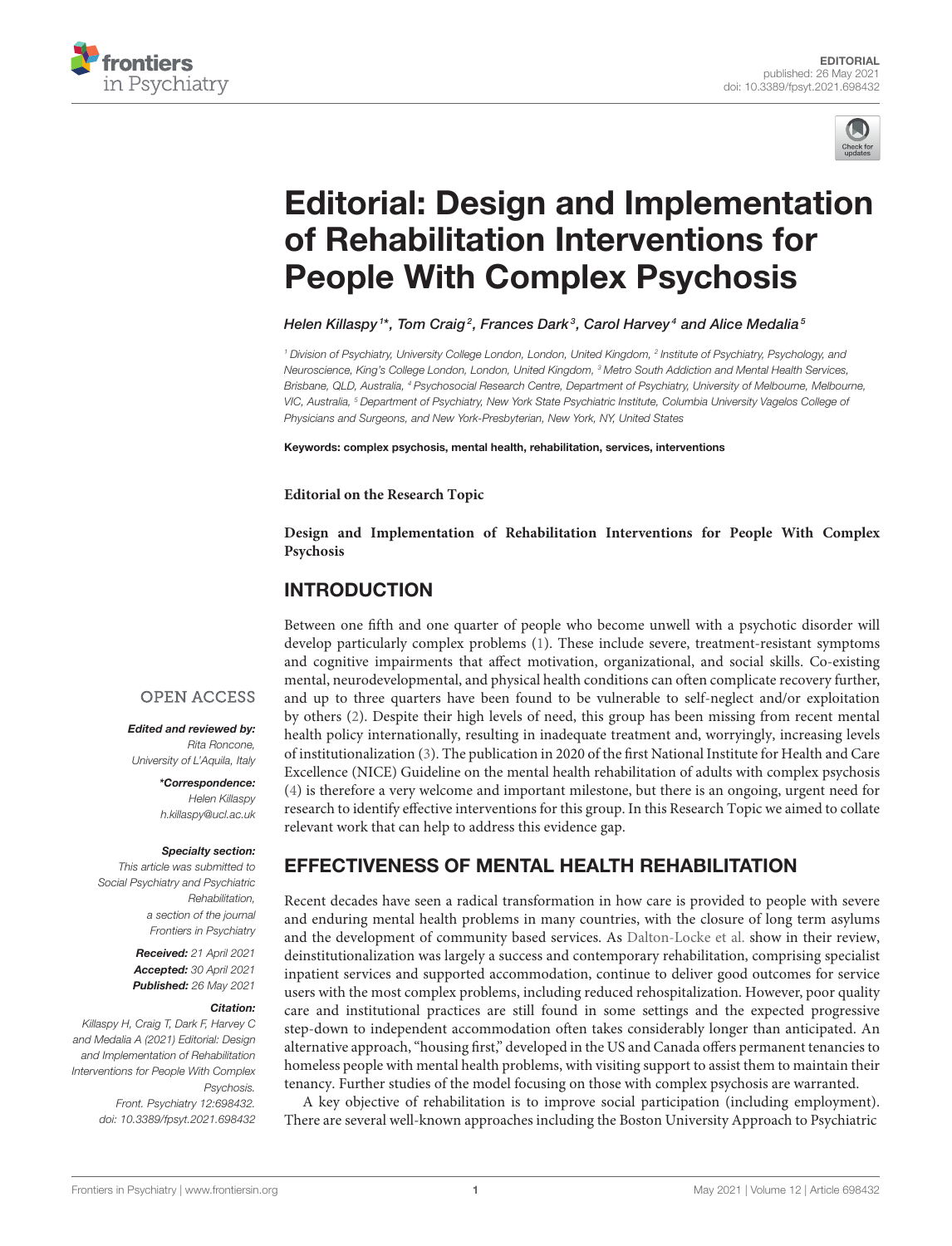EDITORIAL
published: 26 May 2021
doi: 10.3389/fpsyt.2021.698432

# Editorial: Design and Implementation of Rehabilitation Interventions for People With Complex Psychosis

*Helen Killaspy[1]\*, Tom Craig[2], Frances Dark[3], Carol Harvey[4] and Alice Medalia[5]*

[1] Division of Psychiatry, University College London, London, United Kingdom, [2] Institute of Psychiatry, Psychology, and Neuroscience, King's College London, London, United Kingdom, [3] Metro South Addiction and Mental Health Services, Brisbane, QLD, Australia, [4] Psychosocial Research Centre, Department of Psychiatry, University of Melbourne, Melbourne, VIC, Australia, [5] Department of Psychiatry, New York State Psychiatric Institute, Columbia University Vagelos College of Physicians and Surgeons, and New York-Presbyterian, New York, NY, United States

**Keywords: complex psychosis, mental health, rehabilitation, services, interventions**

**Editorial on the Research Topic**

**Design and Implementation of Rehabilitation Interventions for People With Complex Psychosis**

OPEN ACCESS

***Edited and reviewed by:***
*Rita Roncone,*
*University of L'Aquila, Italy*

***\*Correspondence:***
*Helen Killaspy*
*h.killaspy@ucl.ac.uk*

***Specialty section:***
*This article was submitted to Social Psychiatry and Psychiatric Rehabilitation, a section of the journal Frontiers in Psychiatry*

***Received:*** *21 April 2021*
***Accepted:*** *30 April 2021*
***Published:*** *26 May 2021*

***Citation:***
*Killaspy H, Craig T, Dark F, Harvey C and Medalia A (2021) Editorial: Design and Implementation of Rehabilitation Interventions for People With Complex Psychosis. Front. Psychiatry 12:698432. doi: 10.3389/fpsyt.2021.698432*

## INTRODUCTION

Between one fifth and one quarter of people who become unwell with a psychotic disorder will develop particularly complex problems (1). These include severe, treatment-resistant symptoms and cognitive impairments that affect motivation, organizational, and social skills. Co-existing mental, neurodevelopmental, and physical health conditions can often complicate recovery further, and up to three quarters have been found to be vulnerable to self-neglect and/or exploitation by others (2). Despite their high levels of need, this group has been missing from recent mental health policy internationally, resulting in inadequate treatment and, worryingly, increasing levels of institutionalization (3). The publication in 2020 of the first National Institute for Health and Care Excellence (NICE) Guideline on the mental health rehabilitation of adults with complex psychosis (4) is therefore a very welcome and important milestone, but there is an ongoing, urgent need for research to identify effective interventions for this group. In this Research Topic we aimed to collate relevant work that can help to address this evidence gap.

## EFFECTIVENESS OF MENTAL HEALTH REHABILITATION

Recent decades have seen a radical transformation in how care is provided to people with severe and enduring mental health problems in many countries, with the closure of long term asylums and the development of community based services. As Dalton-Locke et al. show in their review, deinstitutionalization was largely a success and contemporary rehabilitation, comprising specialist inpatient services and supported accommodation, continue to deliver good outcomes for service users with the most complex problems, including reduced rehospitalization. However, poor quality care and institutional practices are still found in some settings and the expected progressive step-down to independent accommodation often takes considerably longer than anticipated. An alternative approach, "housing first," developed in the US and Canada offers permanent tenancies to homeless people with mental health problems, with visiting support to assist them to maintain their tenancy. Further studies of the model focusing on those with complex psychosis are warranted.

A key objective of rehabilitation is to improve social participation (including employment). There are several well-known approaches including the Boston University Approach to Psychiatric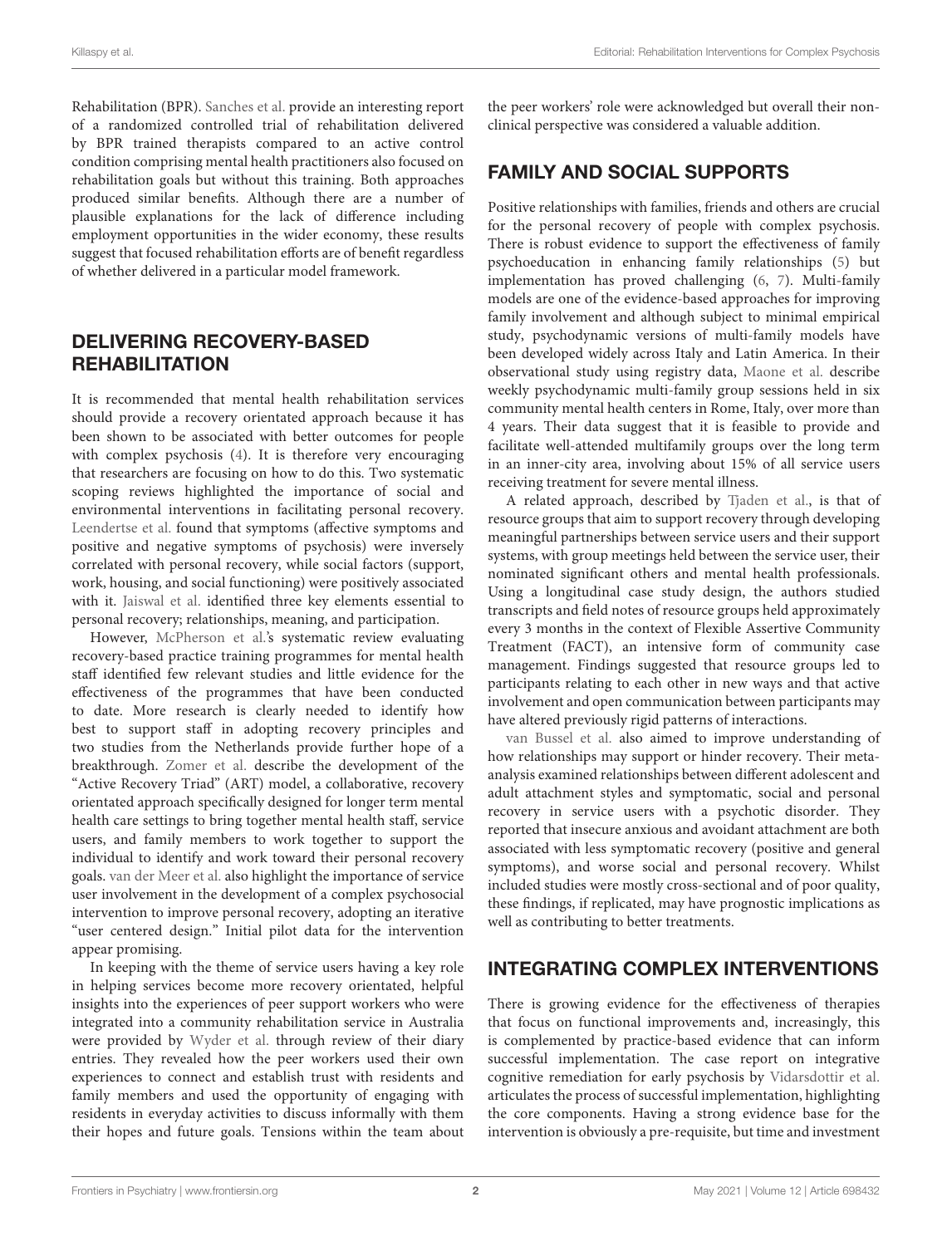Rehabilitation (BPR). Sanches et al. provide an interesting report of a randomized controlled trial of rehabilitation delivered by BPR trained therapists compared to an active control condition comprising mental health practitioners also focused on rehabilitation goals but without this training. Both approaches produced similar benefits. Although there are a number of plausible explanations for the lack of difference including employment opportunities in the wider economy, these results suggest that focused rehabilitation efforts are of benefit regardless of whether delivered in a particular model framework.

## DELIVERING RECOVERY-BASED REHABILITATION

It is recommended that mental health rehabilitation services should provide a recovery orientated approach because it has been shown to be associated with better outcomes for people with complex psychosis (4). It is therefore very encouraging that researchers are focusing on how to do this. Two systematic scoping reviews highlighted the importance of social and environmental interventions in facilitating personal recovery. Leendertse et al. found that symptoms (affective symptoms and positive and negative symptoms of psychosis) were inversely correlated with personal recovery, while social factors (support, work, housing, and social functioning) were positively associated with it. Jaiswal et al. identified three key elements essential to personal recovery; relationships, meaning, and participation.

However, McPherson et al.'s systematic review evaluating recovery-based practice training programmes for mental health staff identified few relevant studies and little evidence for the effectiveness of the programmes that have been conducted to date. More research is clearly needed to identify how best to support staff in adopting recovery principles and two studies from the Netherlands provide further hope of a breakthrough. Zomer et al. describe the development of the "Active Recovery Triad" (ART) model, a collaborative, recovery orientated approach specifically designed for longer term mental health care settings to bring together mental health staff, service users, and family members to work together to support the individual to identify and work toward their personal recovery goals. van der Meer et al. also highlight the importance of service user involvement in the development of a complex psychosocial intervention to improve personal recovery, adopting an iterative "user centered design." Initial pilot data for the intervention appear promising.

In keeping with the theme of service users having a key role in helping services become more recovery orientated, helpful insights into the experiences of peer support workers who were integrated into a community rehabilitation service in Australia were provided by Wyder et al. through review of their diary entries. They revealed how the peer workers used their own experiences to connect and establish trust with residents and family members and used the opportunity of engaging with residents in everyday activities to discuss informally with them their hopes and future goals. Tensions within the team about the peer workers' role were acknowledged but overall their non-clinical perspective was considered a valuable addition.

## FAMILY AND SOCIAL SUPPORTS

Positive relationships with families, friends and others are crucial for the personal recovery of people with complex psychosis. There is robust evidence to support the effectiveness of family psychoeducation in enhancing family relationships (5) but implementation has proved challenging (6, 7). Multi-family models are one of the evidence-based approaches for improving family involvement and although subject to minimal empirical study, psychodynamic versions of multi-family models have been developed widely across Italy and Latin America. In their observational study using registry data, Maone et al. describe weekly psychodynamic multi-family group sessions held in six community mental health centers in Rome, Italy, over more than 4 years. Their data suggest that it is feasible to provide and facilitate well-attended multifamily groups over the long term in an inner-city area, involving about 15% of all service users receiving treatment for severe mental illness.

A related approach, described by Tjaden et al., is that of resource groups that aim to support recovery through developing meaningful partnerships between service users and their support systems, with group meetings held between the service user, their nominated significant others and mental health professionals. Using a longitudinal case study design, the authors studied transcripts and field notes of resource groups held approximately every 3 months in the context of Flexible Assertive Community Treatment (FACT), an intensive form of community case management. Findings suggested that resource groups led to participants relating to each other in new ways and that active involvement and open communication between participants may have altered previously rigid patterns of interactions.

van Bussel et al. also aimed to improve understanding of how relationships may support or hinder recovery. Their meta-analysis examined relationships between different adolescent and adult attachment styles and symptomatic, social and personal recovery in service users with a psychotic disorder. They reported that insecure anxious and avoidant attachment are both associated with less symptomatic recovery (positive and general symptoms), and worse social and personal recovery. Whilst included studies were mostly cross-sectional and of poor quality, these findings, if replicated, may have prognostic implications as well as contributing to better treatments.

## INTEGRATING COMPLEX INTERVENTIONS

There is growing evidence for the effectiveness of therapies that focus on functional improvements and, increasingly, this is complemented by practice-based evidence that can inform successful implementation. The case report on integrative cognitive remediation for early psychosis by Vidarsdottir et al. articulates the process of successful implementation, highlighting the core components. Having a strong evidence base for the intervention is obviously a pre-requisite, but time and investment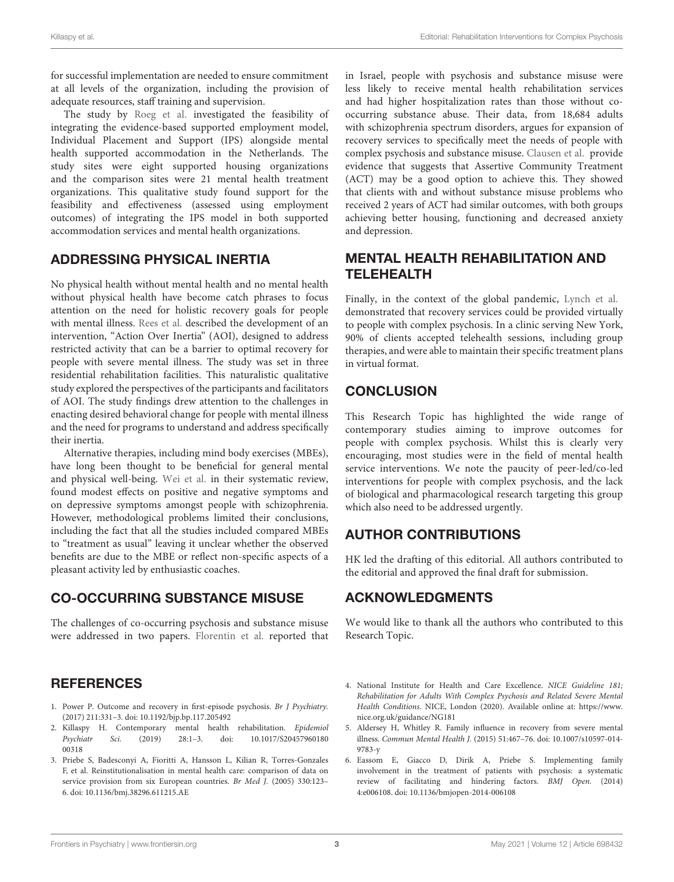for successful implementation are needed to ensure commitment at all levels of the organization, including the provision of adequate resources, staff training and supervision.

The study by Roeg et al. investigated the feasibility of integrating the evidence-based supported employment model, Individual Placement and Support (IPS) alongside mental health supported accommodation in the Netherlands. The study sites were eight supported housing organizations and the comparison sites were 21 mental health treatment organizations. This qualitative study found support for the feasibility and effectiveness (assessed using employment outcomes) of integrating the IPS model in both supported accommodation services and mental health organizations.

## ADDRESSING PHYSICAL INERTIA

No physical health without mental health and no mental health without physical health have become catch phrases to focus attention on the need for holistic recovery goals for people with mental illness. Rees et al. described the development of an intervention, "Action Over Inertia" (AOI), designed to address restricted activity that can be a barrier to optimal recovery for people with severe mental illness. The study was set in three residential rehabilitation facilities. This naturalistic qualitative study explored the perspectives of the participants and facilitators of AOI. The study findings drew attention to the challenges in enacting desired behavioral change for people with mental illness and the need for programs to understand and address specifically their inertia.

Alternative therapies, including mind body exercises (MBEs), have long been thought to be beneficial for general mental and physical well-being. Wei et al. in their systematic review, found modest effects on positive and negative symptoms and on depressive symptoms amongst people with schizophrenia. However, methodological problems limited their conclusions, including the fact that all the studies included compared MBEs to "treatment as usual" leaving it unclear whether the observed benefits are due to the MBE or reflect non-specific aspects of a pleasant activity led by enthusiastic coaches.

## CO-OCCURRING SUBSTANCE MISUSE

The challenges of co-occurring psychosis and substance misuse were addressed in two papers. Florentin et al. reported that in Israel, people with psychosis and substance misuse were less likely to receive mental health rehabilitation services and had higher hospitalization rates than those without co-occurring substance abuse. Their data, from 18,684 adults with schizophrenia spectrum disorders, argues for expansion of recovery services to specifically meet the needs of people with complex psychosis and substance misuse. Clausen et al. provide evidence that suggests that Assertive Community Treatment (ACT) may be a good option to achieve this. They showed that clients with and without substance misuse problems who received 2 years of ACT had similar outcomes, with both groups achieving better housing, functioning and decreased anxiety and depression.

## MENTAL HEALTH REHABILITATION AND TELEHEALTH

Finally, in the context of the global pandemic, Lynch et al. demonstrated that recovery services could be provided virtually to people with complex psychosis. In a clinic serving New York, 90% of clients accepted telehealth sessions, including group therapies, and were able to maintain their specific treatment plans in virtual format.

## CONCLUSION

This Research Topic has highlighted the wide range of contemporary studies aiming to improve outcomes for people with complex psychosis. Whilst this is clearly very encouraging, most studies were in the field of mental health service interventions. We note the paucity of peer-led/co-led interventions for people with complex psychosis, and the lack of biological and pharmacological research targeting this group which also need to be addressed urgently.

## AUTHOR CONTRIBUTIONS

HK led the drafting of this editorial. All authors contributed to the editorial and approved the final draft for submission.

## ACKNOWLEDGMENTS

We would like to thank all the authors who contributed to this Research Topic.

## REFERENCES

1. Power P. Outcome and recovery in first-episode psychosis. *Br J Psychiatry.* (2017) 211:331–3. doi: 10.1192/bjp.bp.117.205492
2. Killaspy H. Contemporary mental health rehabilitation. *Epidemiol Psychiatr Sci.* (2019) 28:1–3. doi: 10.1017/S2045796018000318
3. Priebe S, Badesconyi A, Fioritti A, Hansson L, Kilian R, Torres-Gonzales F, et al. Reinstitutionalisation in mental health care: comparison of data on service provision from six European countries. *Br Med J.* (2005) 330:123–6. doi: 10.1136/bmj.38296.611215.AE
4. National Institute for Health and Care Excellence. *NICE Guideline 181; Rehabilitation for Adults With Complex Psychosis and Related Severe Mental Health Conditions.* NICE, London (2020). Available online at: https://www.nice.org.uk/guidance/NG181
5. Aldersey H, Whitley R. Family influence in recovery from severe mental illness. *Commun Mental Health J.* (2015) 51:467–76. doi: 10.1007/s10597-014-9783-y
6. Eassom E, Giacco D, Dirik A, Priebe S. Implementing family involvement in the treatment of patients with psychosis: a systematic review of facilitating and hindering factors. *BMJ Open.* (2014) 4:e006108. doi: 10.1136/bmjopen-2014-006108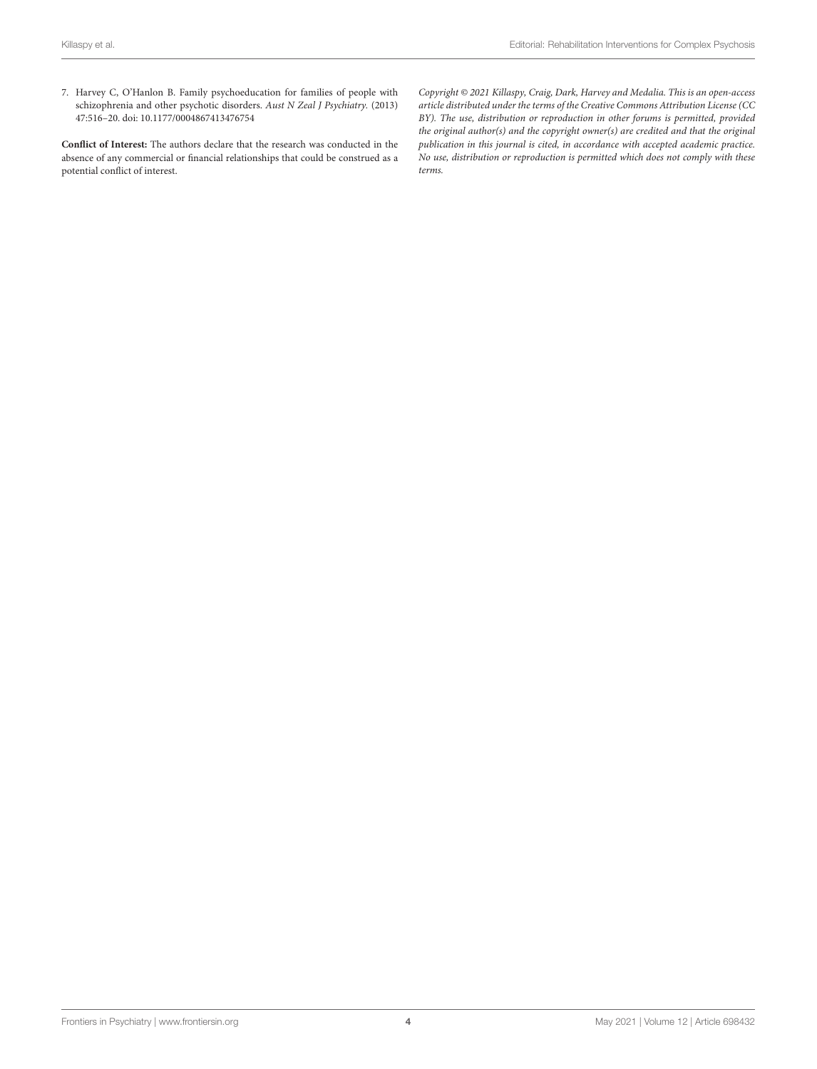7. Harvey C, O'Hanlon B. Family psychoeducation for families of people with schizophrenia and other psychotic disorders. *Aust N Zeal J Psychiatry.* (2013) 47:516–20. doi: 10.1177/0004867413476754

**Conflict of Interest:** The authors declare that the research was conducted in the absence of any commercial or financial relationships that could be construed as a potential conflict of interest.

*Copyright © 2021 Killaspy, Craig, Dark, Harvey and Medalia. This is an open-access article distributed under the terms of the Creative Commons Attribution License (CC BY). The use, distribution or reproduction in other forums is permitted, provided the original author(s) and the copyright owner(s) are credited and that the original publication in this journal is cited, in accordance with accepted academic practice. No use, distribution or reproduction is permitted which does not comply with these terms.*